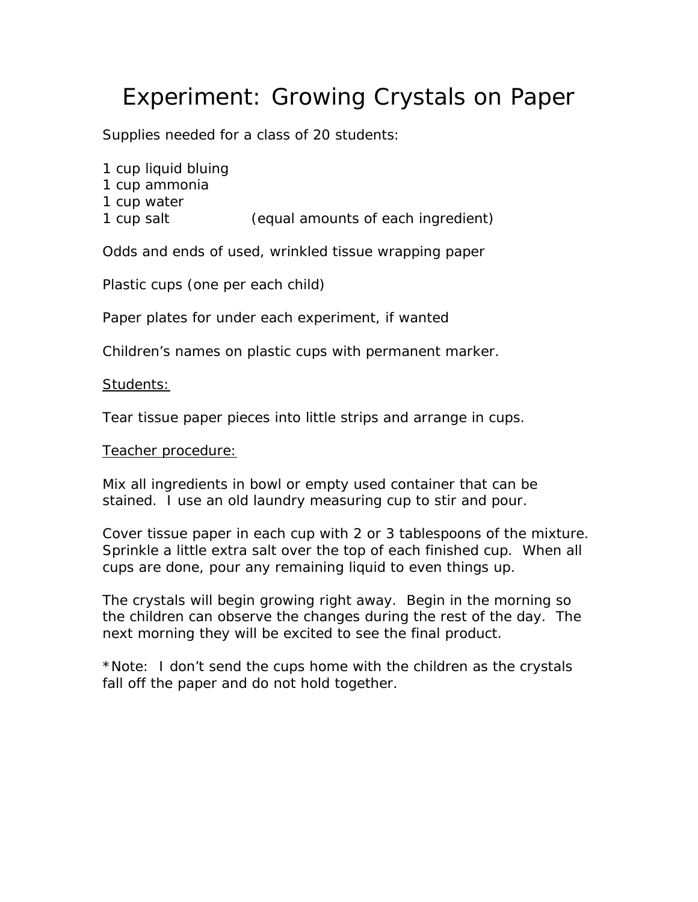# Experiment: Growing Crystals on Paper

Supplies needed for a class of 20 students:

1 cup liquid bluing
1 cup ammonia
1 cup water
1 cup salt (equal amounts of each ingredient)

Odds and ends of used, wrinkled tissue wrapping paper

Plastic cups (one per each child)

Paper plates for under each experiment, if wanted

Children's names on plastic cups with permanent marker.

<u>Students:</u>

Tear tissue paper pieces into little strips and arrange in cups.

<u>Teacher procedure:</u>

Mix all ingredients in bowl or empty used container that can be stained. I use an old laundry measuring cup to stir and pour.

Cover tissue paper in each cup with 2 or 3 tablespoons of the mixture. Sprinkle a little extra salt over the top of each finished cup. When all cups are done, pour any remaining liquid to even things up.

The crystals will begin growing right away. Begin in the morning so the children can observe the changes during the rest of the day. The next morning they will be excited to see the final product.

*Note: I don't send the cups home with the children as the crystals fall off the paper and do not hold together.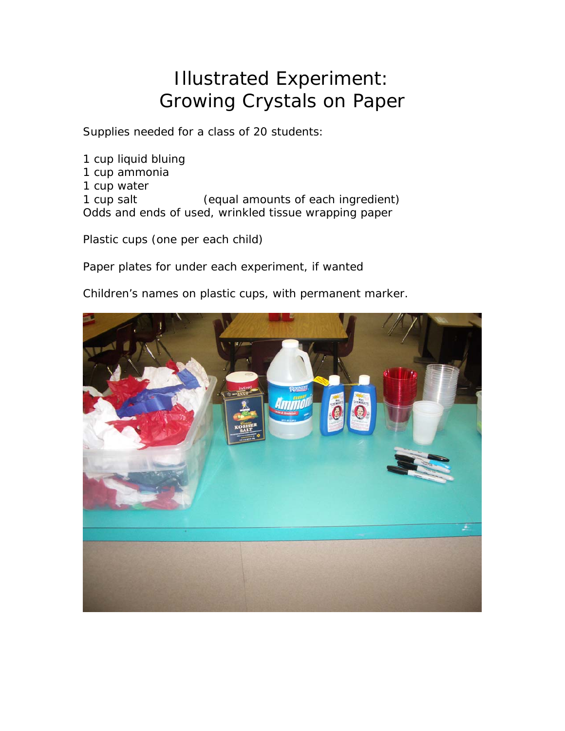# Illustrated Experiment: Growing Crystals on Paper

Supplies needed for a class of 20 students:

1 cup liquid bluing
1 cup ammonia
1 cup water
1 cup salt (equal amounts of each ingredient)
Odds and ends of used, wrinkled tissue wrapping paper

Plastic cups (one per each child)

Paper plates for under each experiment, if wanted

Children's names on plastic cups, with permanent marker.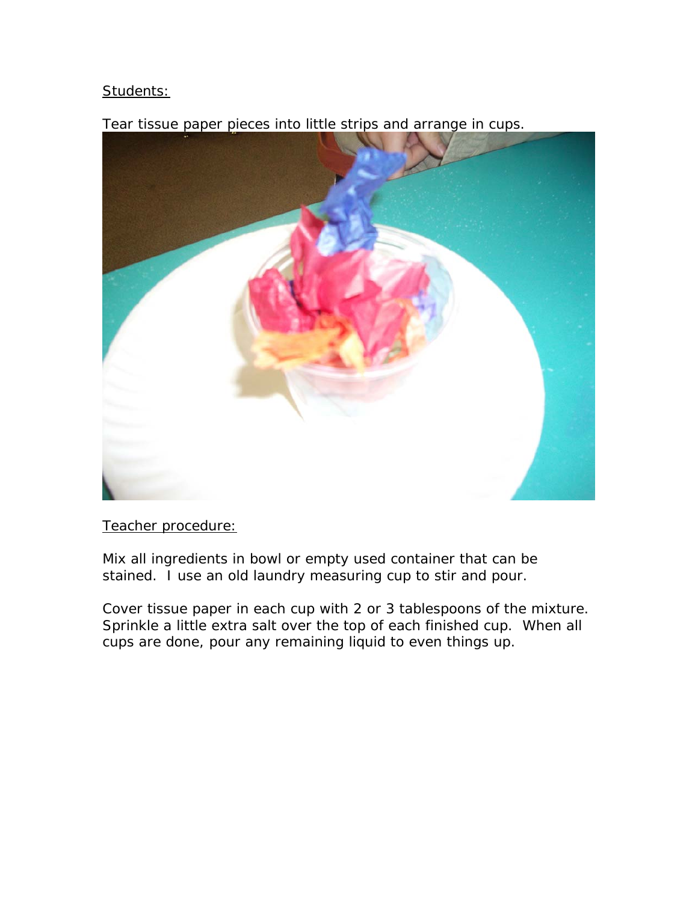Students:

Tear tissue paper pieces into little strips and arrange in cups.

Teacher procedure:

Mix all ingredients in bowl or empty used container that can be stained. I use an old laundry measuring cup to stir and pour.

Cover tissue paper in each cup with 2 or 3 tablespoons of the mixture. Sprinkle a little extra salt over the top of each finished cup. When all cups are done, pour any remaining liquid to even things up.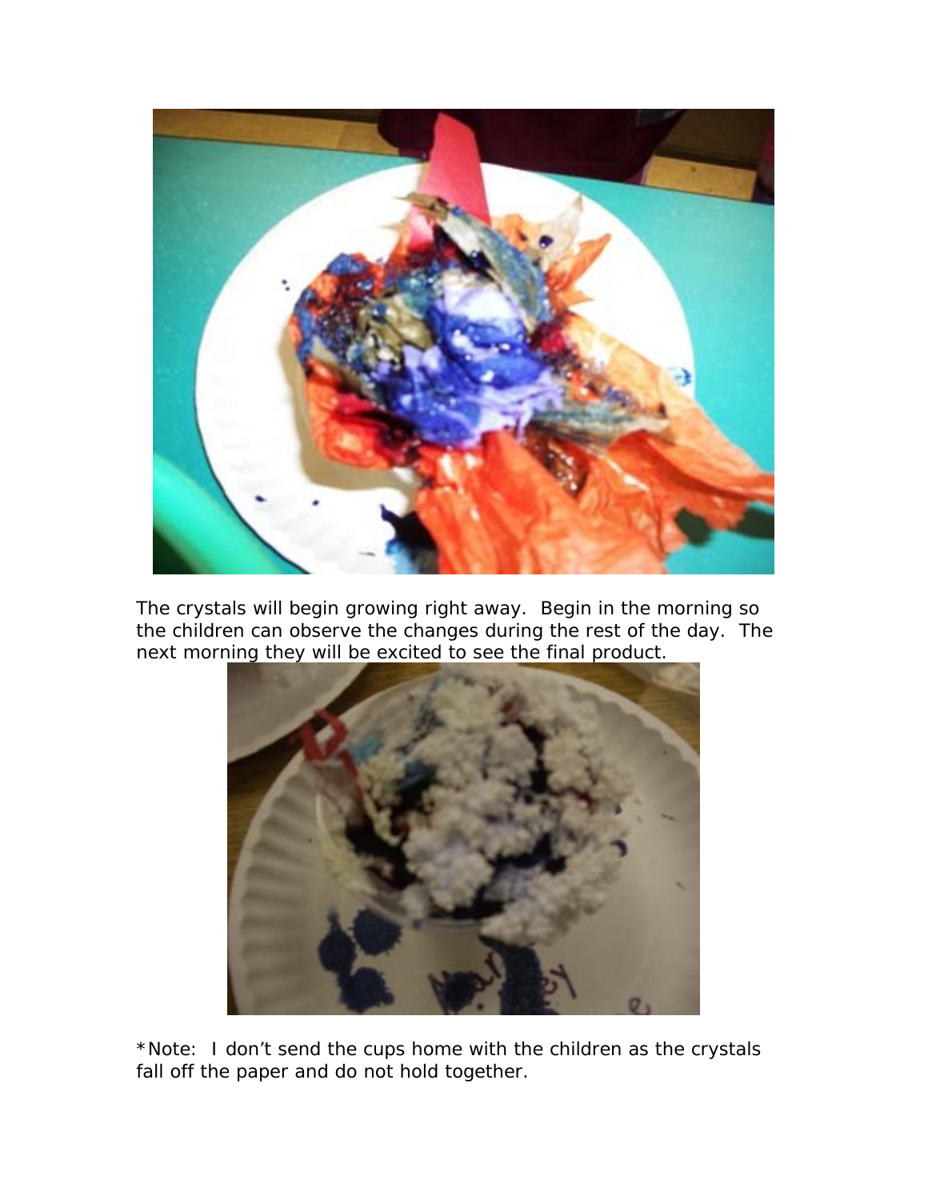The crystals will begin growing right away. Begin in the morning so the children can observe the changes during the rest of the day. The next morning they will be excited to see the final product.

*Note: I don't send the cups home with the children as the crystals fall off the paper and do not hold together.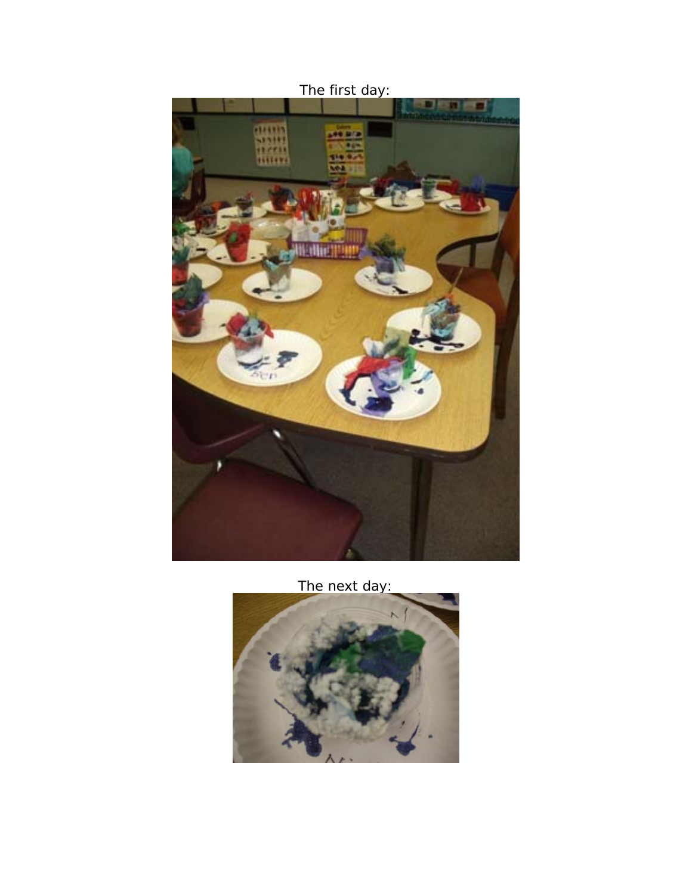The first day:

The next day: